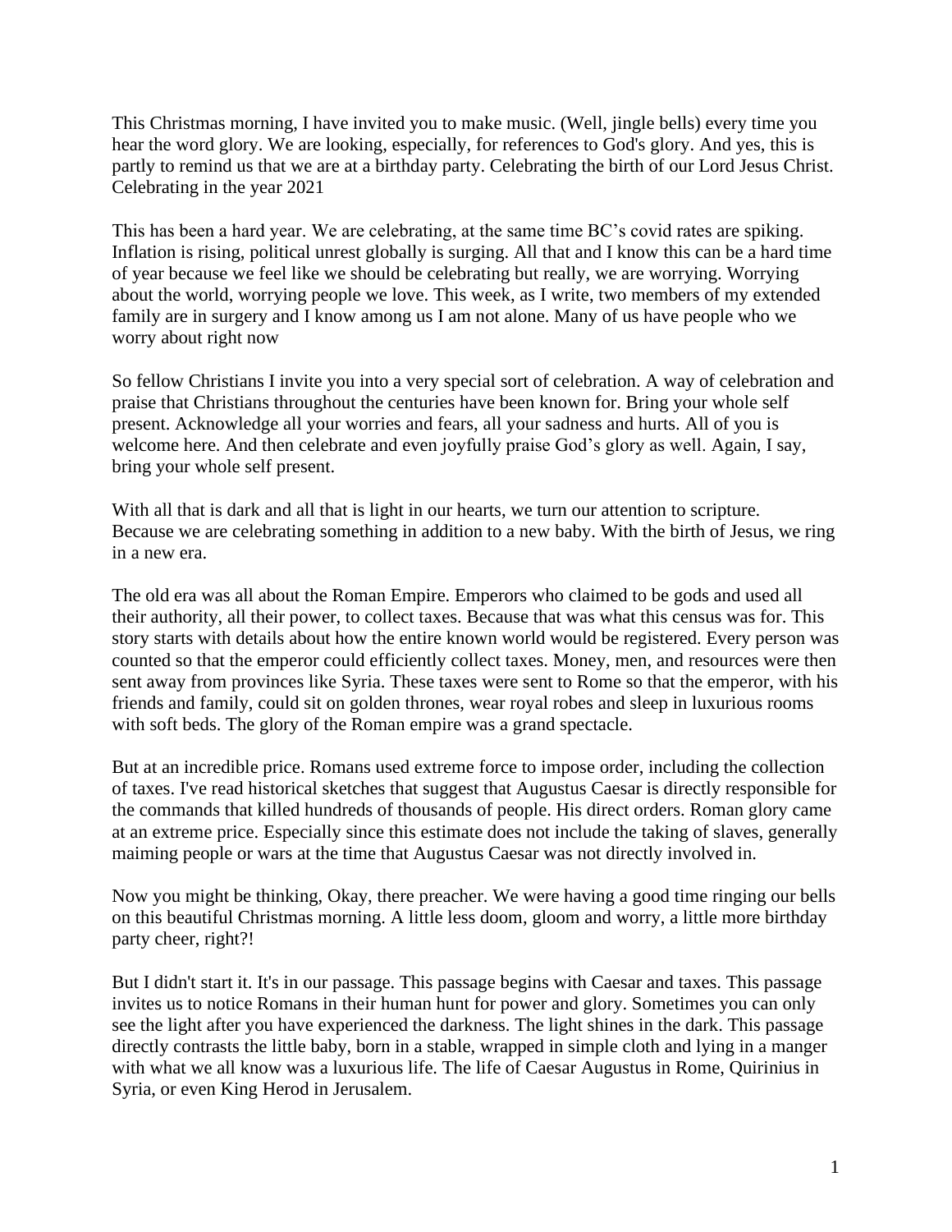This Christmas morning, I have invited you to make music. (Well, jingle bells) every time you hear the word glory. We are looking, especially, for references to God's glory. And yes, this is partly to remind us that we are at a birthday party. Celebrating the birth of our Lord Jesus Christ. Celebrating in the year 2021

This has been a hard year. We are celebrating, at the same time BC's covid rates are spiking. Inflation is rising, political unrest globally is surging. All that and I know this can be a hard time of year because we feel like we should be celebrating but really, we are worrying. Worrying about the world, worrying people we love. This week, as I write, two members of my extended family are in surgery and I know among us I am not alone. Many of us have people who we worry about right now

So fellow Christians I invite you into a very special sort of celebration. A way of celebration and praise that Christians throughout the centuries have been known for. Bring your whole self present. Acknowledge all your worries and fears, all your sadness and hurts. All of you is welcome here. And then celebrate and even joyfully praise God's glory as well. Again, I say, bring your whole self present.

With all that is dark and all that is light in our hearts, we turn our attention to scripture. Because we are celebrating something in addition to a new baby. With the birth of Jesus, we ring in a new era.

The old era was all about the Roman Empire. Emperors who claimed to be gods and used all their authority, all their power, to collect taxes. Because that was what this census was for. This story starts with details about how the entire known world would be registered. Every person was counted so that the emperor could efficiently collect taxes. Money, men, and resources were then sent away from provinces like Syria. These taxes were sent to Rome so that the emperor, with his friends and family, could sit on golden thrones, wear royal robes and sleep in luxurious rooms with soft beds. The glory of the Roman empire was a grand spectacle.

But at an incredible price. Romans used extreme force to impose order, including the collection of taxes. I've read historical sketches that suggest that Augustus Caesar is directly responsible for the commands that killed hundreds of thousands of people. His direct orders. Roman glory came at an extreme price. Especially since this estimate does not include the taking of slaves, generally maiming people or wars at the time that Augustus Caesar was not directly involved in.

Now you might be thinking, Okay, there preacher. We were having a good time ringing our bells on this beautiful Christmas morning. A little less doom, gloom and worry, a little more birthday party cheer, right?!

But I didn't start it. It's in our passage. This passage begins with Caesar and taxes. This passage invites us to notice Romans in their human hunt for power and glory. Sometimes you can only see the light after you have experienced the darkness. The light shines in the dark. This passage directly contrasts the little baby, born in a stable, wrapped in simple cloth and lying in a manger with what we all know was a luxurious life. The life of Caesar Augustus in Rome, Quirinius in Syria, or even King Herod in Jerusalem.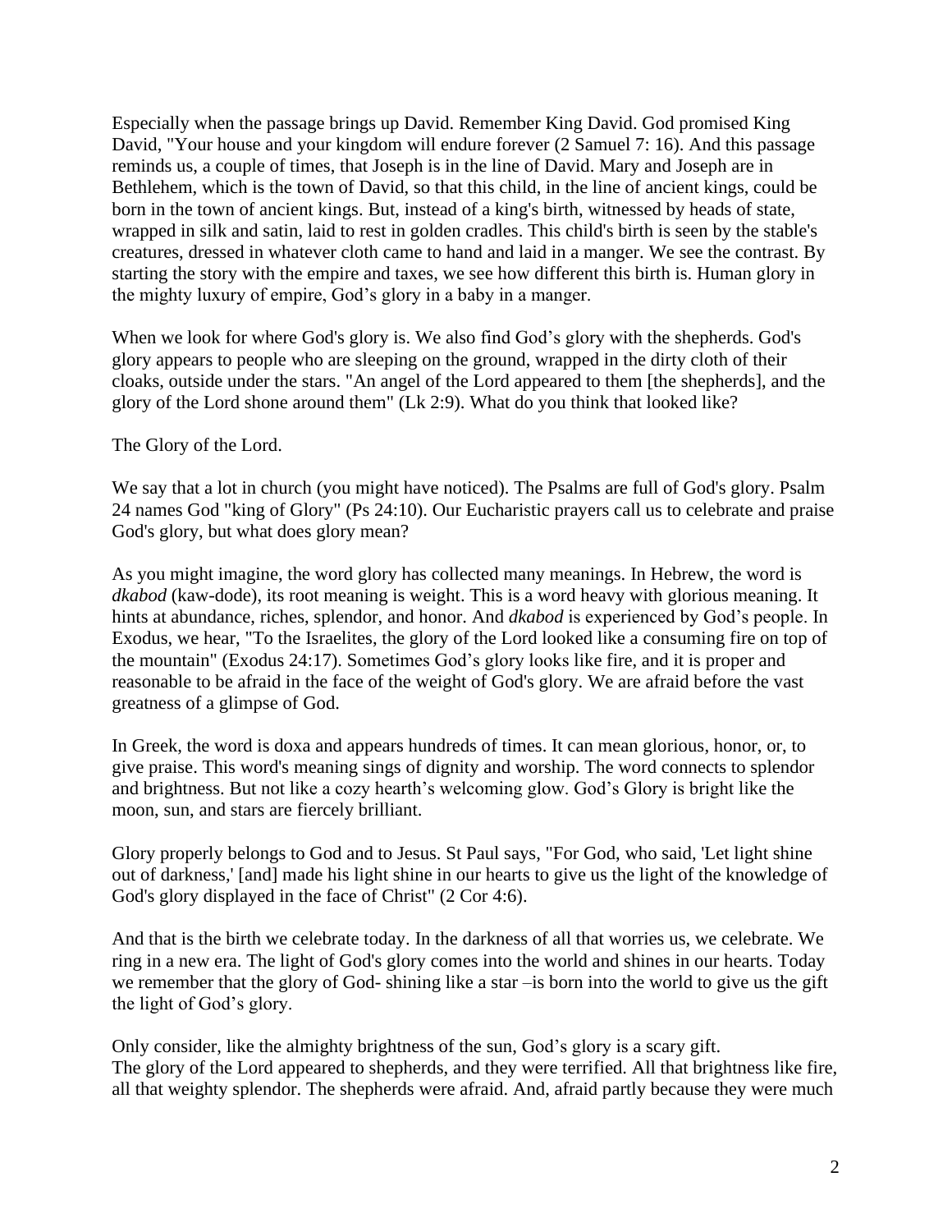Especially when the passage brings up David. Remember King David. God promised King David, "Your house and your kingdom will endure forever (2 Samuel 7: 16). And this passage reminds us, a couple of times, that Joseph is in the line of David. Mary and Joseph are in Bethlehem, which is the town of David, so that this child, in the line of ancient kings, could be born in the town of ancient kings. But, instead of a king's birth, witnessed by heads of state, wrapped in silk and satin, laid to rest in golden cradles. This child's birth is seen by the stable's creatures, dressed in whatever cloth came to hand and laid in a manger. We see the contrast. By starting the story with the empire and taxes, we see how different this birth is. Human glory in the mighty luxury of empire, God's glory in a baby in a manger.

When we look for where God's glory is. We also find God's glory with the shepherds. God's glory appears to people who are sleeping on the ground, wrapped in the dirty cloth of their cloaks, outside under the stars. "An angel of the Lord appeared to them [the shepherds], and the glory of the Lord shone around them" (Lk 2:9). What do you think that looked like?

The Glory of the Lord.

We say that a lot in church (you might have noticed). The Psalms are full of God's glory. Psalm 24 names God "king of Glory" (Ps 24:10). Our Eucharistic prayers call us to celebrate and praise God's glory, but what does glory mean?

As you might imagine, the word glory has collected many meanings. In Hebrew, the word is *dkabod* (kaw-dode), its root meaning is weight. This is a word heavy with glorious meaning. It hints at abundance, riches, splendor, and honor. And *dkabod* is experienced by God's people. In Exodus, we hear, "To the Israelites, the glory of the Lord looked like a consuming fire on top of the mountain" (Exodus 24:17). Sometimes God's glory looks like fire, and it is proper and reasonable to be afraid in the face of the weight of God's glory. We are afraid before the vast greatness of a glimpse of God.

In Greek, the word is doxa and appears hundreds of times. It can mean glorious, honor, or, to give praise. This word's meaning sings of dignity and worship. The word connects to splendor and brightness. But not like a cozy hearth's welcoming glow. God's Glory is bright like the moon, sun, and stars are fiercely brilliant.

Glory properly belongs to God and to Jesus. St Paul says, "For God, who said, 'Let light shine out of darkness,' [and] made his light shine in our hearts to give us the light of the knowledge of God's glory displayed in the face of Christ" (2 Cor 4:6).

And that is the birth we celebrate today. In the darkness of all that worries us, we celebrate. We ring in a new era. The light of God's glory comes into the world and shines in our hearts. Today we remember that the glory of God- shining like a star –is born into the world to give us the gift the light of God's glory.

Only consider, like the almighty brightness of the sun, God's glory is a scary gift.
The glory of the Lord appeared to shepherds, and they were terrified. All that brightness like fire, all that weighty splendor. The shepherds were afraid. And, afraid partly because they were much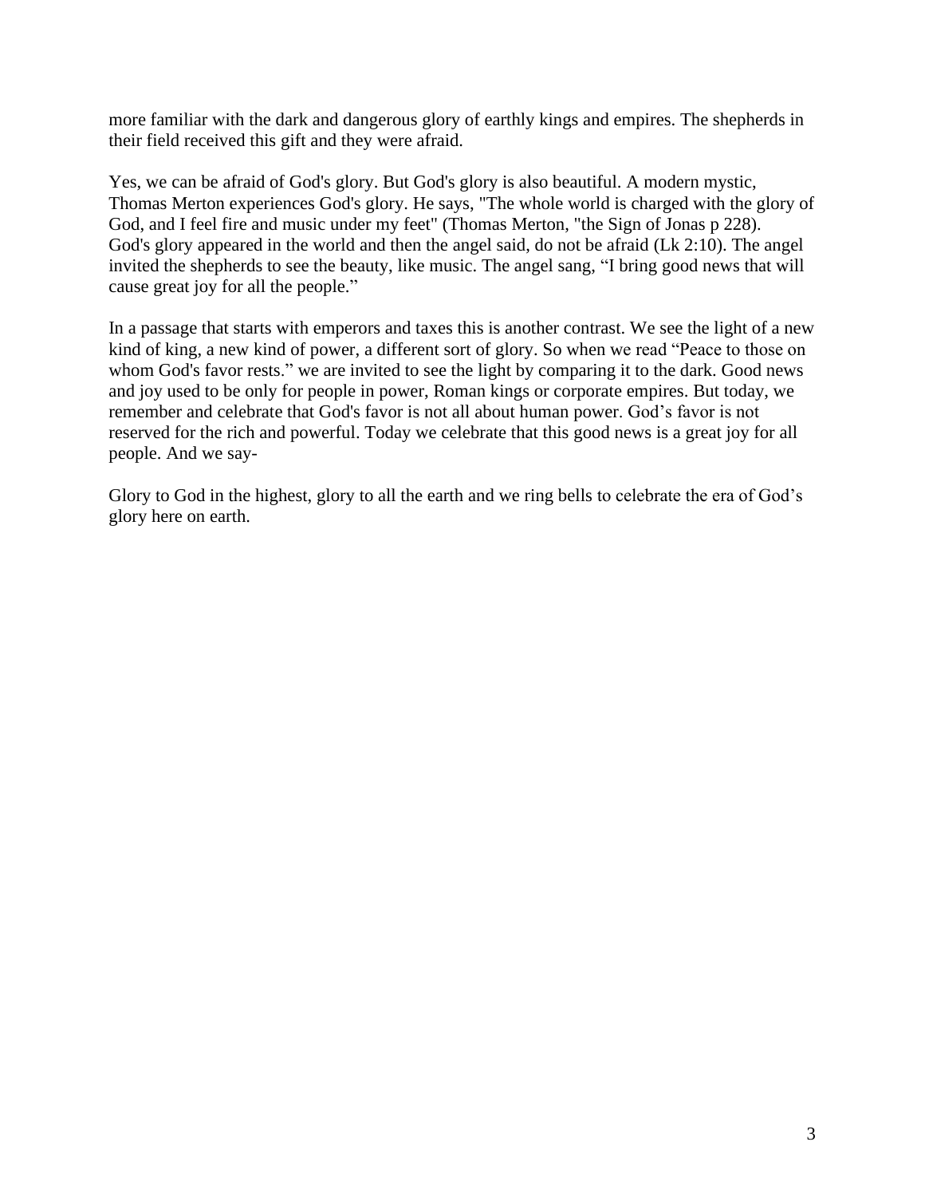more familiar with the dark and dangerous glory of earthly kings and empires. The shepherds in their field received this gift and they were afraid.

Yes, we can be afraid of God's glory. But God's glory is also beautiful. A modern mystic, Thomas Merton experiences God's glory. He says, "The whole world is charged with the glory of God, and I feel fire and music under my feet" (Thomas Merton, "the Sign of Jonas p 228). God's glory appeared in the world and then the angel said, do not be afraid (Lk 2:10). The angel invited the shepherds to see the beauty, like music. The angel sang, "I bring good news that will cause great joy for all the people."

In a passage that starts with emperors and taxes this is another contrast. We see the light of a new kind of king, a new kind of power, a different sort of glory. So when we read "Peace to those on whom God's favor rests." we are invited to see the light by comparing it to the dark. Good news and joy used to be only for people in power, Roman kings or corporate empires. But today, we remember and celebrate that God's favor is not all about human power. God's favor is not reserved for the rich and powerful. Today we celebrate that this good news is a great joy for all people. And we say-

Glory to God in the highest, glory to all the earth and we ring bells to celebrate the era of God's glory here on earth.